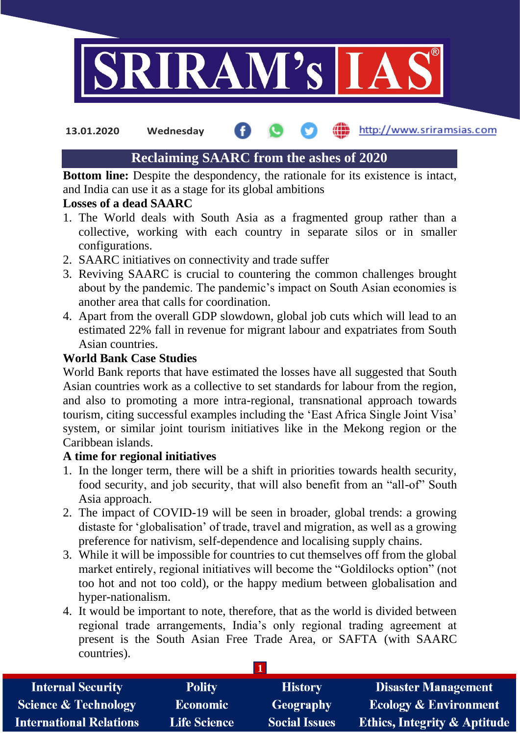13.01.2020 Wednesday http://www.sriramsias.com

# Reclaiming SAARC from the ashes of 2020

**Bottom line:** Despite the despondency, the rationale for its existence is intact, and India can use it as a stage for its global ambitions

**Losses of a dead SAARC**

1. The World deals with South Asia as a fragmented group rather than a collective, working with each country in separate silos or in smaller configurations.
2. SAARC initiatives on connectivity and trade suffer
3. Reviving SAARC is crucial to countering the common challenges brought about by the pandemic. The pandemic's impact on South Asian economies is another area that calls for coordination.
4. Apart from the overall GDP slowdown, global job cuts which will lead to an estimated 22% fall in revenue for migrant labour and expatriates from South Asian countries.

**World Bank Case Studies**

World Bank reports that have estimated the losses have all suggested that South Asian countries work as a collective to set standards for labour from the region, and also to promoting a more intra-regional, transnational approach towards tourism, citing successful examples including the 'East Africa Single Joint Visa' system, or similar joint tourism initiatives like in the Mekong region or the Caribbean islands.

**A time for regional initiatives**

1. In the longer term, there will be a shift in priorities towards health security, food security, and job security, that will also benefit from an "all-of" South Asia approach.
2. The impact of COVID-19 will be seen in broader, global trends: a growing distaste for 'globalisation' of trade, travel and migration, as well as a growing preference for nativism, self-dependence and localising supply chains.
3. While it will be impossible for countries to cut themselves off from the global market entirely, regional initiatives will become the "Goldilocks option" (not too hot and not too cold), or the happy medium between globalisation and hyper-nationalism.
4. It would be important to note, therefore, that as the world is divided between regional trade arrangements, India's only regional trading agreement at present is the South Asian Free Trade Area, or SAFTA (with SAARC countries).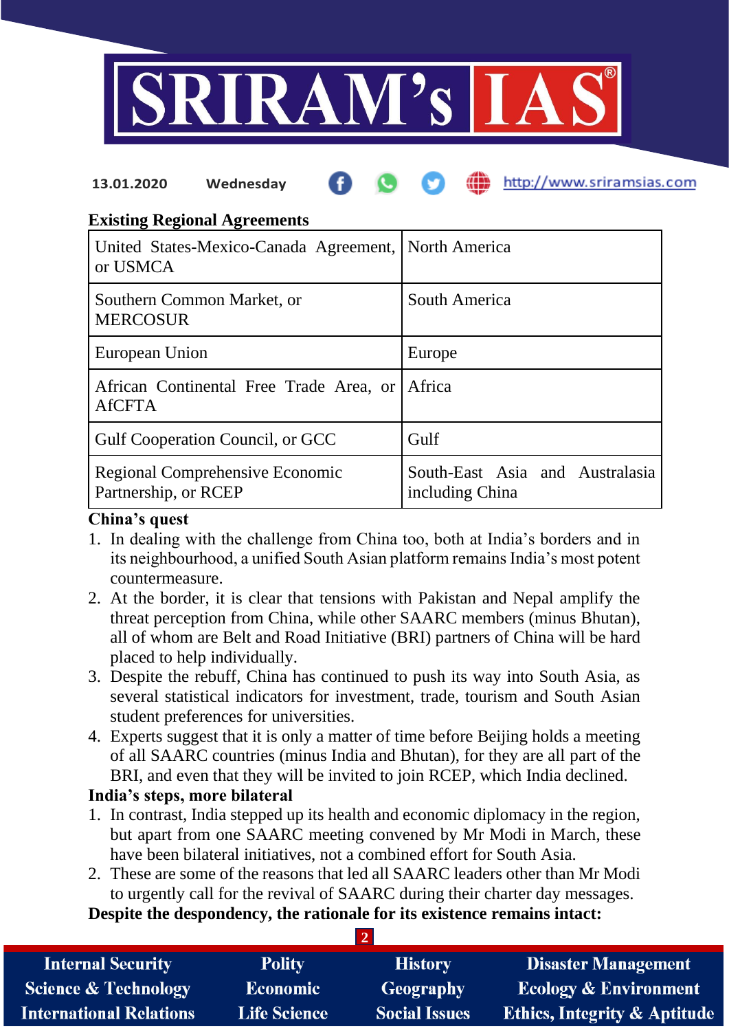**Existing Regional Agreements**

| | |
|---|---|
| United States-Mexico-Canada Agreement, or USMCA | North America |
| Southern Common Market, or MERCOSUR | South America |
| European Union | Europe |
| African Continental Free Trade Area, or AfCFTA | Africa |
| Gulf Cooperation Council, or GCC | Gulf |
| Regional Comprehensive Economic Partnership, or RCEP | South-East Asia and Australasia including China |

**China's quest**

1. In dealing with the challenge from China too, both at India's borders and in its neighbourhood, a unified South Asian platform remains India's most potent countermeasure.
2. At the border, it is clear that tensions with Pakistan and Nepal amplify the threat perception from China, while other SAARC members (minus Bhutan), all of whom are Belt and Road Initiative (BRI) partners of China will be hard placed to help individually.
3. Despite the rebuff, China has continued to push its way into South Asia, as several statistical indicators for investment, trade, tourism and South Asian student preferences for universities.
4. Experts suggest that it is only a matter of time before Beijing holds a meeting of all SAARC countries (minus India and Bhutan), for they are all part of the BRI, and even that they will be invited to join RCEP, which India declined.

**India's steps, more bilateral**

1. In contrast, India stepped up its health and economic diplomacy in the region, but apart from one SAARC meeting convened by Mr Modi in March, these have been bilateral initiatives, not a combined effort for South Asia.
2. These are some of the reasons that led all SAARC leaders other than Mr Modi to urgently call for the revival of SAARC during their charter day messages.

**Despite the despondency, the rationale for its existence remains intact:**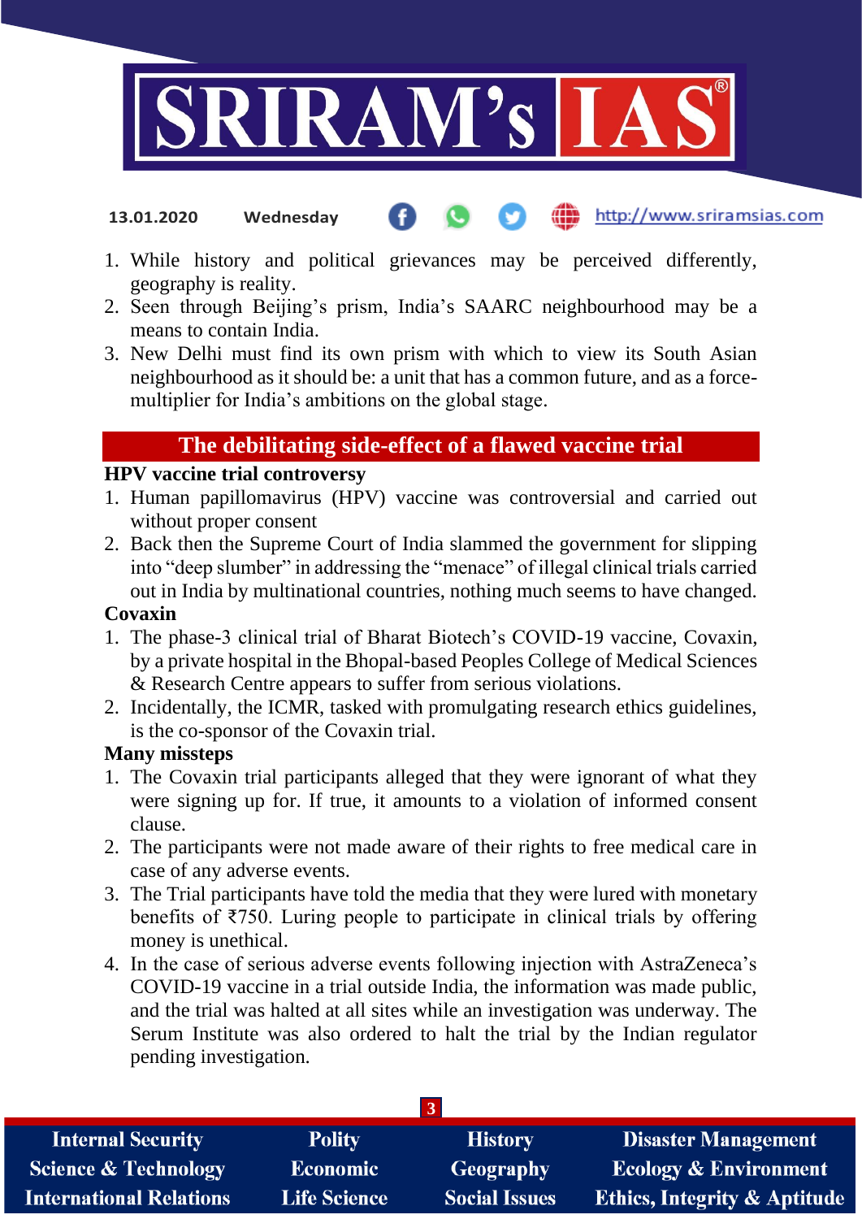1. While history and political grievances may be perceived differently, geography is reality.
2. Seen through Beijing's prism, India's SAARC neighbourhood may be a means to contain India.
3. New Delhi must find its own prism with which to view its South Asian neighbourhood as it should be: a unit that has a common future, and as a force-multiplier for India's ambitions on the global stage.

## The debilitating side-effect of a flawed vaccine trial

**HPV vaccine trial controversy**

1. Human papillomavirus (HPV) vaccine was controversial and carried out without proper consent
2. Back then the Supreme Court of India slammed the government for slipping into "deep slumber" in addressing the "menace" of illegal clinical trials carried out in India by multinational countries, nothing much seems to have changed.

**Covaxin**

1. The phase-3 clinical trial of Bharat Biotech's COVID-19 vaccine, Covaxin, by a private hospital in the Bhopal-based Peoples College of Medical Sciences & Research Centre appears to suffer from serious violations.
2. Incidentally, the ICMR, tasked with promulgating research ethics guidelines, is the co-sponsor of the Covaxin trial.

**Many missteps**

1. The Covaxin trial participants alleged that they were ignorant of what they were signing up for. If true, it amounts to a violation of informed consent clause.
2. The participants were not made aware of their rights to free medical care in case of any adverse events.
3. The Trial participants have told the media that they were lured with monetary benefits of ₹750. Luring people to participate in clinical trials by offering money is unethical.
4. In the case of serious adverse events following injection with AstraZeneca's COVID-19 vaccine in a trial outside India, the information was made public, and the trial was halted at all sites while an investigation was underway. The Serum Institute was also ordered to halt the trial by the Indian regulator pending investigation.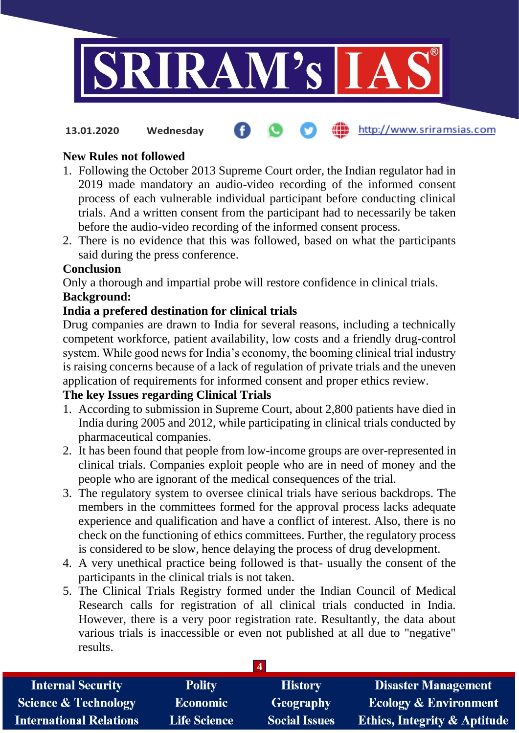**New Rules not followed**

1. Following the October 2013 Supreme Court order, the Indian regulator had in 2019 made mandatory an audio-video recording of the informed consent process of each vulnerable individual participant before conducting clinical trials. And a written consent from the participant had to necessarily be taken before the audio-video recording of the informed consent process.
2. There is no evidence that this was followed, based on what the participants said during the press conference.

**Conclusion**

Only a thorough and impartial probe will restore confidence in clinical trials.

**Background:**

**India a prefered destination for clinical trials**

Drug companies are drawn to India for several reasons, including a technically competent workforce, patient availability, low costs and a friendly drug-control system. While good news for India's economy, the booming clinical trial industry is raising concerns because of a lack of regulation of private trials and the uneven application of requirements for informed consent and proper ethics review.

**The key Issues regarding Clinical Trials**

1. According to submission in Supreme Court, about 2,800 patients have died in India during 2005 and 2012, while participating in clinical trials conducted by pharmaceutical companies.
2. It has been found that people from low-income groups are over-represented in clinical trials. Companies exploit people who are in need of money and the people who are ignorant of the medical consequences of the trial.
3. The regulatory system to oversee clinical trials have serious backdrops. The members in the committees formed for the approval process lacks adequate experience and qualification and have a conflict of interest. Also, there is no check on the functioning of ethics committees. Further, the regulatory process is considered to be slow, hence delaying the process of drug development.
4. A very unethical practice being followed is that- usually the consent of the participants in the clinical trials is not taken.
5. The Clinical Trials Registry formed under the Indian Council of Medical Research calls for registration of all clinical trials conducted in India. However, there is a very poor registration rate. Resultantly, the data about various trials is inaccessible or even not published at all due to "negative" results.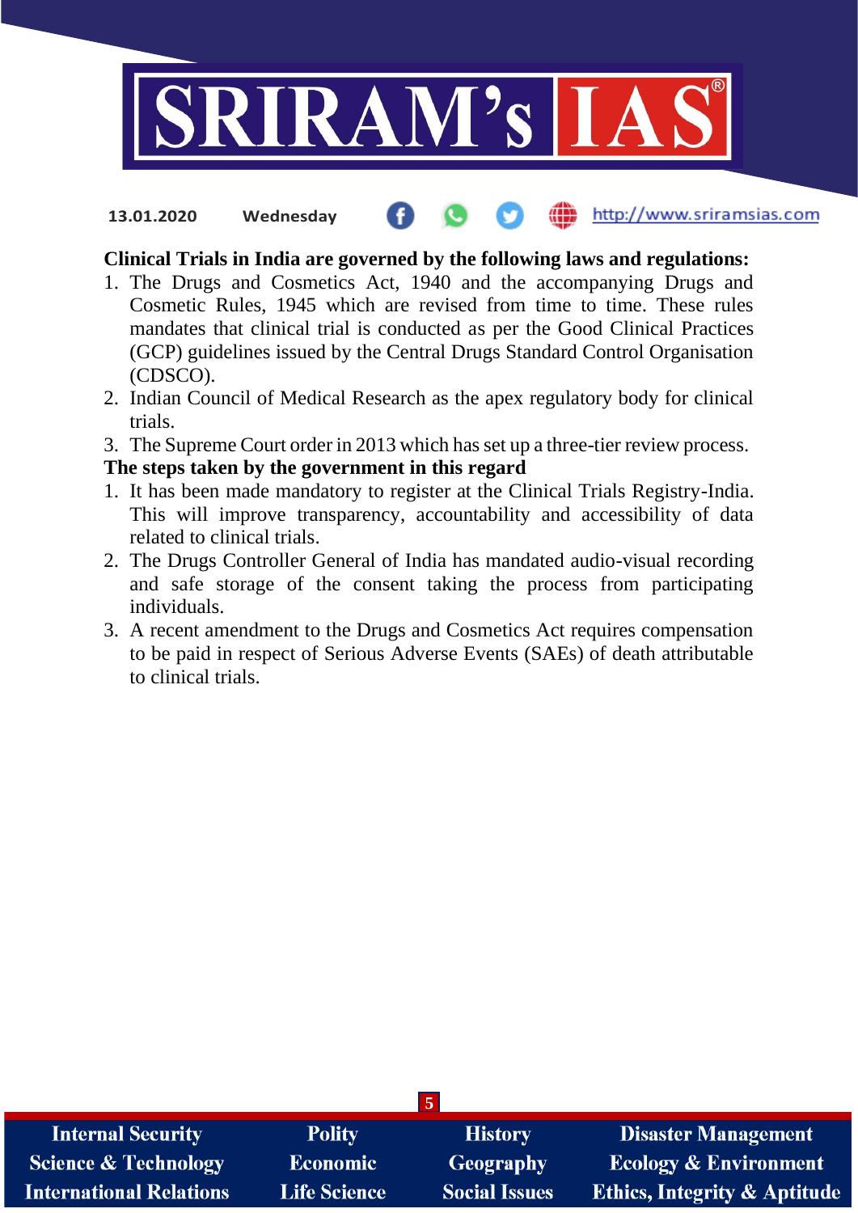**Clinical Trials in India are governed by the following laws and regulations:**

1. The Drugs and Cosmetics Act, 1940 and the accompanying Drugs and Cosmetic Rules, 1945 which are revised from time to time. These rules mandates that clinical trial is conducted as per the Good Clinical Practices (GCP) guidelines issued by the Central Drugs Standard Control Organisation (CDSCO).
2. Indian Council of Medical Research as the apex regulatory body for clinical trials.
3. The Supreme Court order in 2013 which has set up a three-tier review process.

**The steps taken by the government in this regard**

1. It has been made mandatory to register at the Clinical Trials Registry-India. This will improve transparency, accountability and accessibility of data related to clinical trials.
2. The Drugs Controller General of India has mandated audio-visual recording and safe storage of the consent taking the process from participating individuals.
3. A recent amendment to the Drugs and Cosmetics Act requires compensation to be paid in respect of Serious Adverse Events (SAEs) of death attributable to clinical trials.